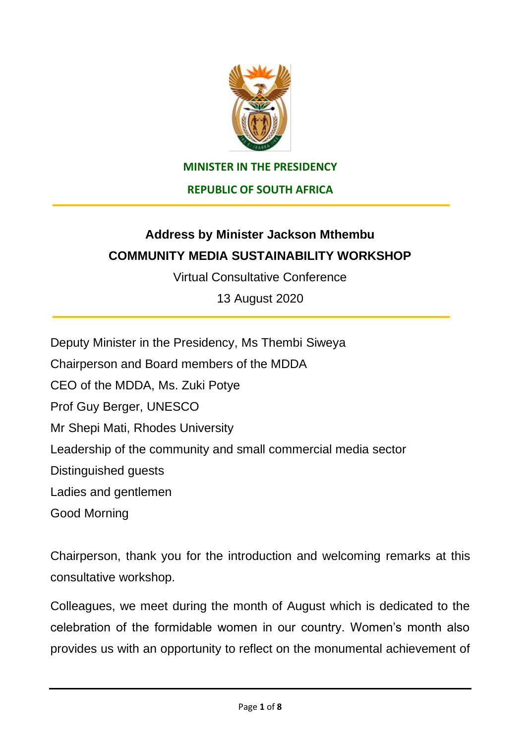**MINISTER IN THE PRESIDENCY**

**REPUBLIC OF SOUTH AFRICA**

---

## Address by Minister Jackson Mthembu
## COMMUNITY MEDIA SUSTAINABILITY WORKSHOP

Virtual Consultative Conference

13 August 2020

---

Deputy Minister in the Presidency, Ms Thembi Siweya
Chairperson and Board members of the MDDA
CEO of the MDDA, Ms. Zuki Potye
Prof Guy Berger, UNESCO
Mr Shepi Mati, Rhodes University
Leadership of the community and small commercial media sector
Distinguished guests
Ladies and gentlemen
Good Morning

Chairperson, thank you for the introduction and welcoming remarks at this consultative workshop.

Colleagues, we meet during the month of August which is dedicated to the celebration of the formidable women in our country. Women's month also provides us with an opportunity to reflect on the monumental achievement of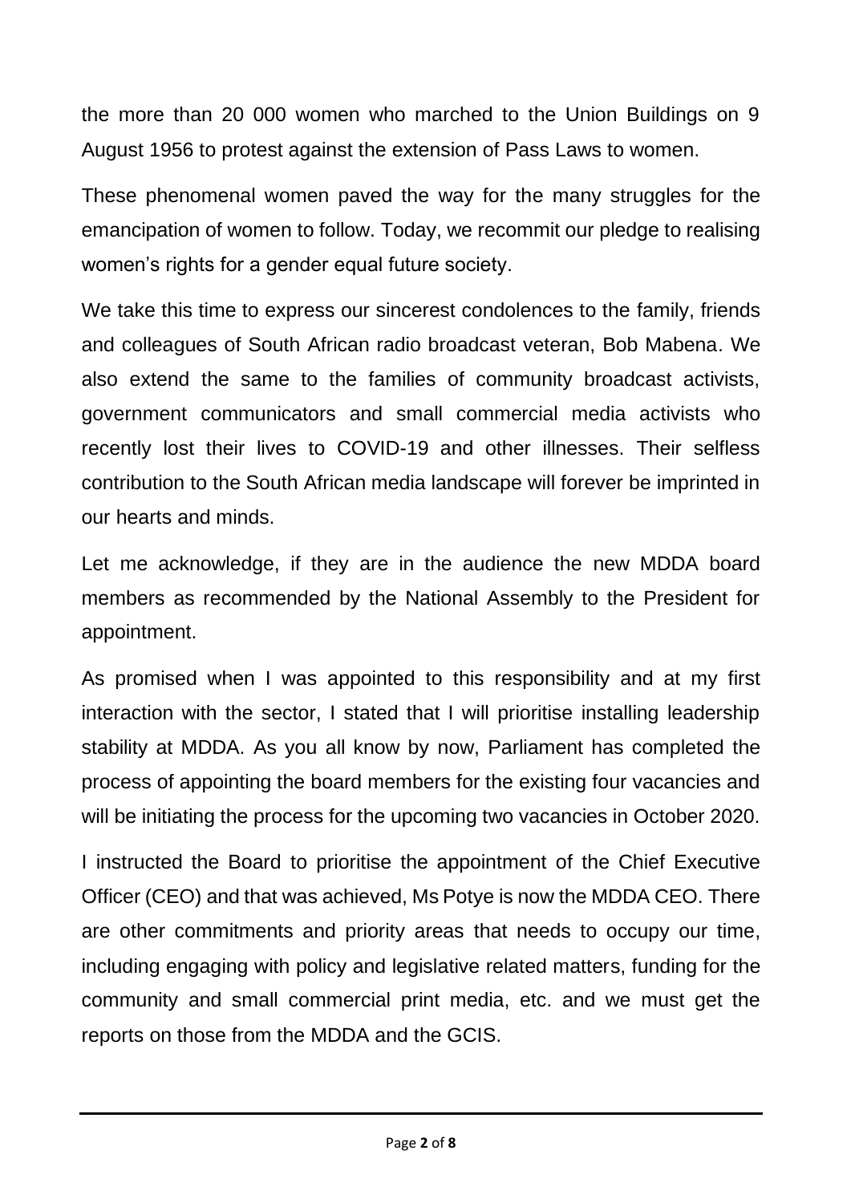the more than 20 000 women who marched to the Union Buildings on 9 August 1956 to protest against the extension of Pass Laws to women.

These phenomenal women paved the way for the many struggles for the emancipation of women to follow. Today, we recommit our pledge to realising women's rights for a gender equal future society.

We take this time to express our sincerest condolences to the family, friends and colleagues of South African radio broadcast veteran, Bob Mabena. We also extend the same to the families of community broadcast activists, government communicators and small commercial media activists who recently lost their lives to COVID-19 and other illnesses. Their selfless contribution to the South African media landscape will forever be imprinted in our hearts and minds.

Let me acknowledge, if they are in the audience the new MDDA board members as recommended by the National Assembly to the President for appointment.

As promised when I was appointed to this responsibility and at my first interaction with the sector, I stated that I will prioritise installing leadership stability at MDDA. As you all know by now, Parliament has completed the process of appointing the board members for the existing four vacancies and will be initiating the process for the upcoming two vacancies in October 2020.

I instructed the Board to prioritise the appointment of the Chief Executive Officer (CEO) and that was achieved, Ms Potye is now the MDDA CEO. There are other commitments and priority areas that needs to occupy our time, including engaging with policy and legislative related matters, funding for the community and small commercial print media, etc. and we must get the reports on those from the MDDA and the GCIS.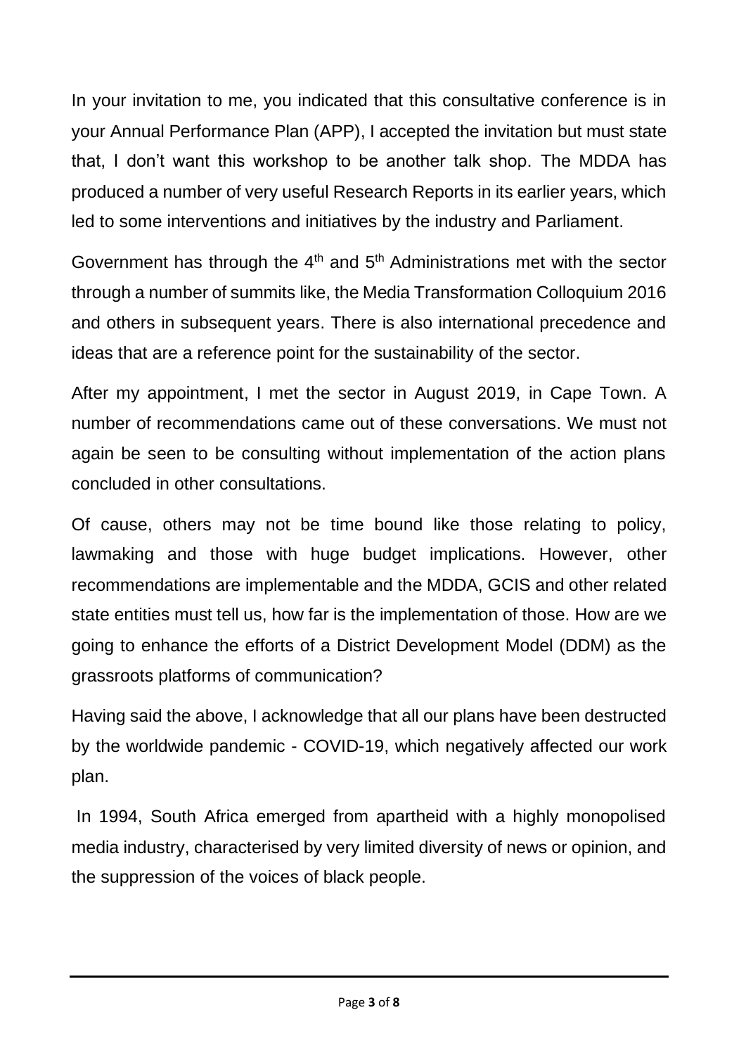In your invitation to me, you indicated that this consultative conference is in your Annual Performance Plan (APP), I accepted the invitation but must state that, I don't want this workshop to be another talk shop. The MDDA has produced a number of very useful Research Reports in its earlier years, which led to some interventions and initiatives by the industry and Parliament.

Government has through the 4th and 5th Administrations met with the sector through a number of summits like, the Media Transformation Colloquium 2016 and others in subsequent years. There is also international precedence and ideas that are a reference point for the sustainability of the sector.

After my appointment, I met the sector in August 2019, in Cape Town. A number of recommendations came out of these conversations. We must not again be seen to be consulting without implementation of the action plans concluded in other consultations.

Of cause, others may not be time bound like those relating to policy, lawmaking and those with huge budget implications. However, other recommendations are implementable and the MDDA, GCIS and other related state entities must tell us, how far is the implementation of those. How are we going to enhance the efforts of a District Development Model (DDM) as the grassroots platforms of communication?

Having said the above, I acknowledge that all our plans have been destructed by the worldwide pandemic - COVID-19, which negatively affected our work plan.

In 1994, South Africa emerged from apartheid with a highly monopolised media industry, characterised by very limited diversity of news or opinion, and the suppression of the voices of black people.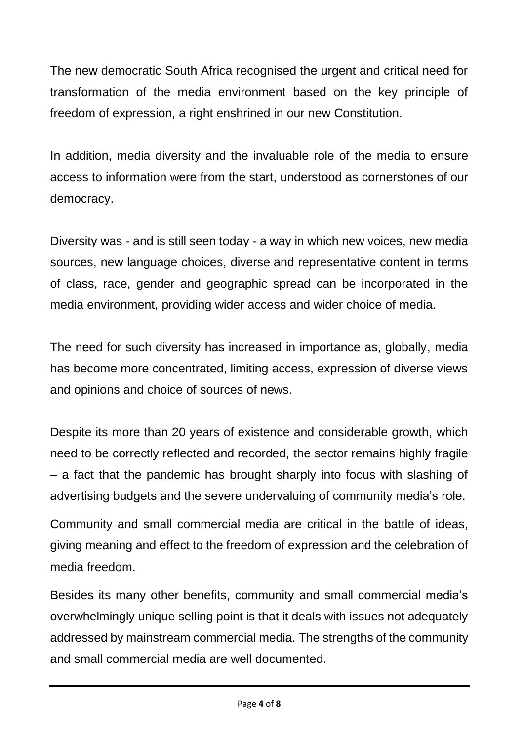The new democratic South Africa recognised the urgent and critical need for transformation of the media environment based on the key principle of freedom of expression, a right enshrined in our new Constitution.

In addition, media diversity and the invaluable role of the media to ensure access to information were from the start, understood as cornerstones of our democracy.

Diversity was - and is still seen today - a way in which new voices, new media sources, new language choices, diverse and representative content in terms of class, race, gender and geographic spread can be incorporated in the media environment, providing wider access and wider choice of media.

The need for such diversity has increased in importance as, globally, media has become more concentrated, limiting access, expression of diverse views and opinions and choice of sources of news.

Despite its more than 20 years of existence and considerable growth, which need to be correctly reflected and recorded, the sector remains highly fragile – a fact that the pandemic has brought sharply into focus with slashing of advertising budgets and the severe undervaluing of community media's role.

Community and small commercial media are critical in the battle of ideas, giving meaning and effect to the freedom of expression and the celebration of media freedom.

Besides its many other benefits, community and small commercial media's overwhelmingly unique selling point is that it deals with issues not adequately addressed by mainstream commercial media. The strengths of the community and small commercial media are well documented.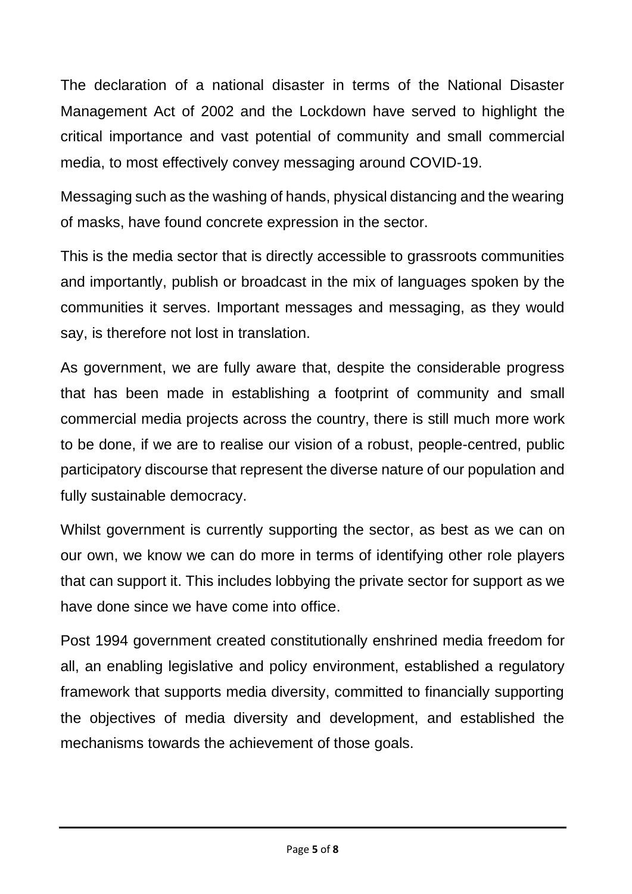The declaration of a national disaster in terms of the National Disaster Management Act of 2002 and the Lockdown have served to highlight the critical importance and vast potential of community and small commercial media, to most effectively convey messaging around COVID-19.

Messaging such as the washing of hands, physical distancing and the wearing of masks, have found concrete expression in the sector.

This is the media sector that is directly accessible to grassroots communities and importantly, publish or broadcast in the mix of languages spoken by the communities it serves. Important messages and messaging, as they would say, is therefore not lost in translation.

As government, we are fully aware that, despite the considerable progress that has been made in establishing a footprint of community and small commercial media projects across the country, there is still much more work to be done, if we are to realise our vision of a robust, people-centred, public participatory discourse that represent the diverse nature of our population and fully sustainable democracy.

Whilst government is currently supporting the sector, as best as we can on our own, we know we can do more in terms of identifying other role players that can support it. This includes lobbying the private sector for support as we have done since we have come into office.

Post 1994 government created constitutionally enshrined media freedom for all, an enabling legislative and policy environment, established a regulatory framework that supports media diversity, committed to financially supporting the objectives of media diversity and development, and established the mechanisms towards the achievement of those goals.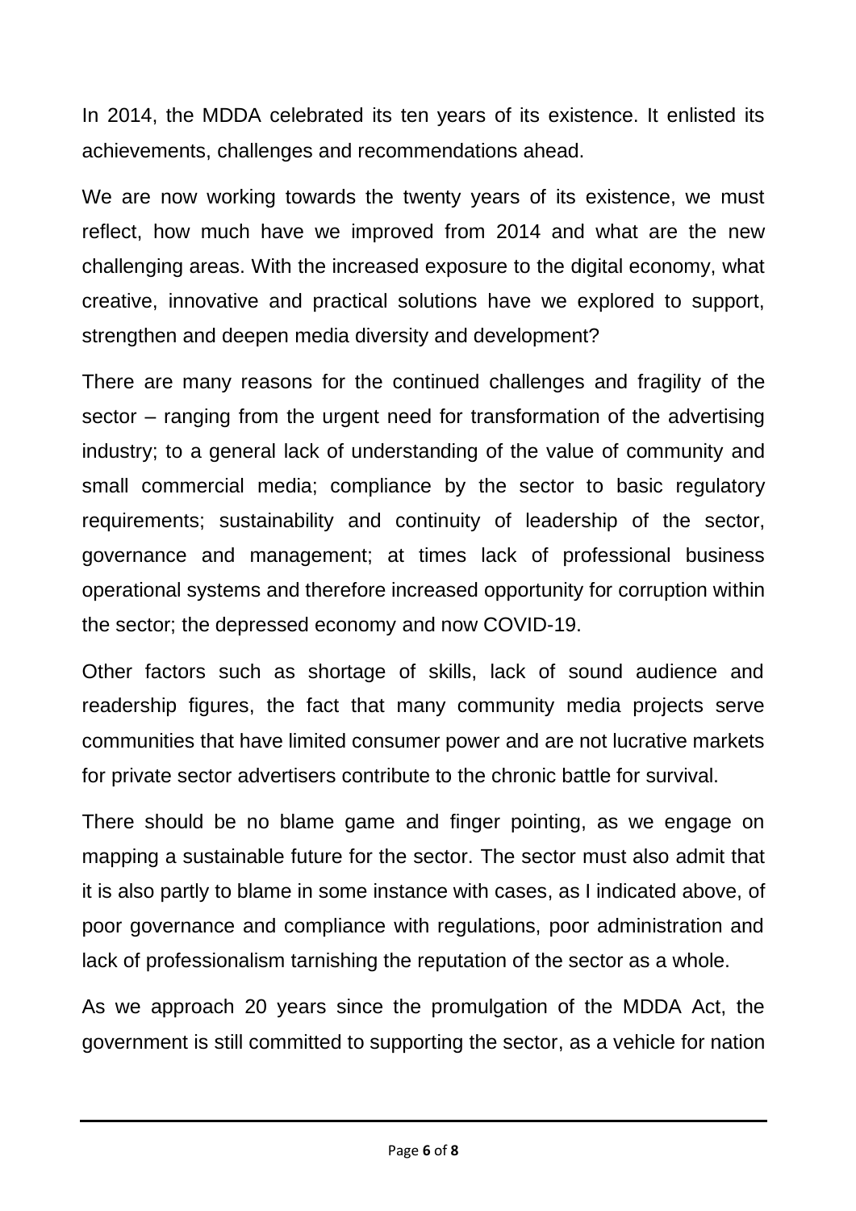In 2014, the MDDA celebrated its ten years of its existence. It enlisted its achievements, challenges and recommendations ahead.

We are now working towards the twenty years of its existence, we must reflect, how much have we improved from 2014 and what are the new challenging areas. With the increased exposure to the digital economy, what creative, innovative and practical solutions have we explored to support, strengthen and deepen media diversity and development?

There are many reasons for the continued challenges and fragility of the sector – ranging from the urgent need for transformation of the advertising industry; to a general lack of understanding of the value of community and small commercial media; compliance by the sector to basic regulatory requirements; sustainability and continuity of leadership of the sector, governance and management; at times lack of professional business operational systems and therefore increased opportunity for corruption within the sector; the depressed economy and now COVID-19.

Other factors such as shortage of skills, lack of sound audience and readership figures, the fact that many community media projects serve communities that have limited consumer power and are not lucrative markets for private sector advertisers contribute to the chronic battle for survival.

There should be no blame game and finger pointing, as we engage on mapping a sustainable future for the sector. The sector must also admit that it is also partly to blame in some instance with cases, as I indicated above, of poor governance and compliance with regulations, poor administration and lack of professionalism tarnishing the reputation of the sector as a whole.

As we approach 20 years since the promulgation of the MDDA Act, the government is still committed to supporting the sector, as a vehicle for nation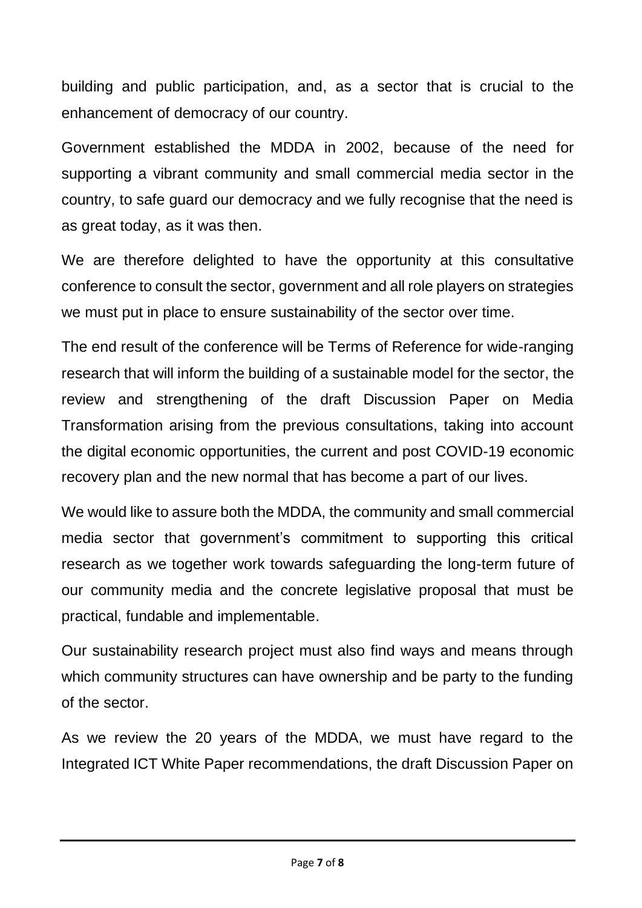building and public participation, and, as a sector that is crucial to the enhancement of democracy of our country.

Government established the MDDA in 2002, because of the need for supporting a vibrant community and small commercial media sector in the country, to safe guard our democracy and we fully recognise that the need is as great today, as it was then.

We are therefore delighted to have the opportunity at this consultative conference to consult the sector, government and all role players on strategies we must put in place to ensure sustainability of the sector over time.

The end result of the conference will be Terms of Reference for wide-ranging research that will inform the building of a sustainable model for the sector, the review and strengthening of the draft Discussion Paper on Media Transformation arising from the previous consultations, taking into account the digital economic opportunities, the current and post COVID-19 economic recovery plan and the new normal that has become a part of our lives.

We would like to assure both the MDDA, the community and small commercial media sector that government's commitment to supporting this critical research as we together work towards safeguarding the long-term future of our community media and the concrete legislative proposal that must be practical, fundable and implementable.

Our sustainability research project must also find ways and means through which community structures can have ownership and be party to the funding of the sector.

As we review the 20 years of the MDDA, we must have regard to the Integrated ICT White Paper recommendations, the draft Discussion Paper on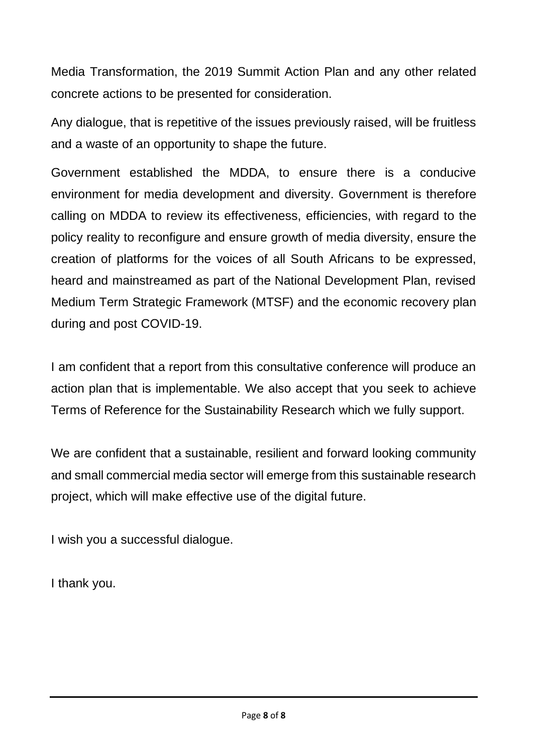Media Transformation, the 2019 Summit Action Plan and any other related concrete actions to be presented for consideration.

Any dialogue, that is repetitive of the issues previously raised, will be fruitless and a waste of an opportunity to shape the future.

Government established the MDDA, to ensure there is a conducive environment for media development and diversity. Government is therefore calling on MDDA to review its effectiveness, efficiencies, with regard to the policy reality to reconfigure and ensure growth of media diversity, ensure the creation of platforms for the voices of all South Africans to be expressed, heard and mainstreamed as part of the National Development Plan, revised Medium Term Strategic Framework (MTSF) and the economic recovery plan during and post COVID-19.

I am confident that a report from this consultative conference will produce an action plan that is implementable. We also accept that you seek to achieve Terms of Reference for the Sustainability Research which we fully support.

We are confident that a sustainable, resilient and forward looking community and small commercial media sector will emerge from this sustainable research project, which will make effective use of the digital future.

I wish you a successful dialogue.

I thank you.